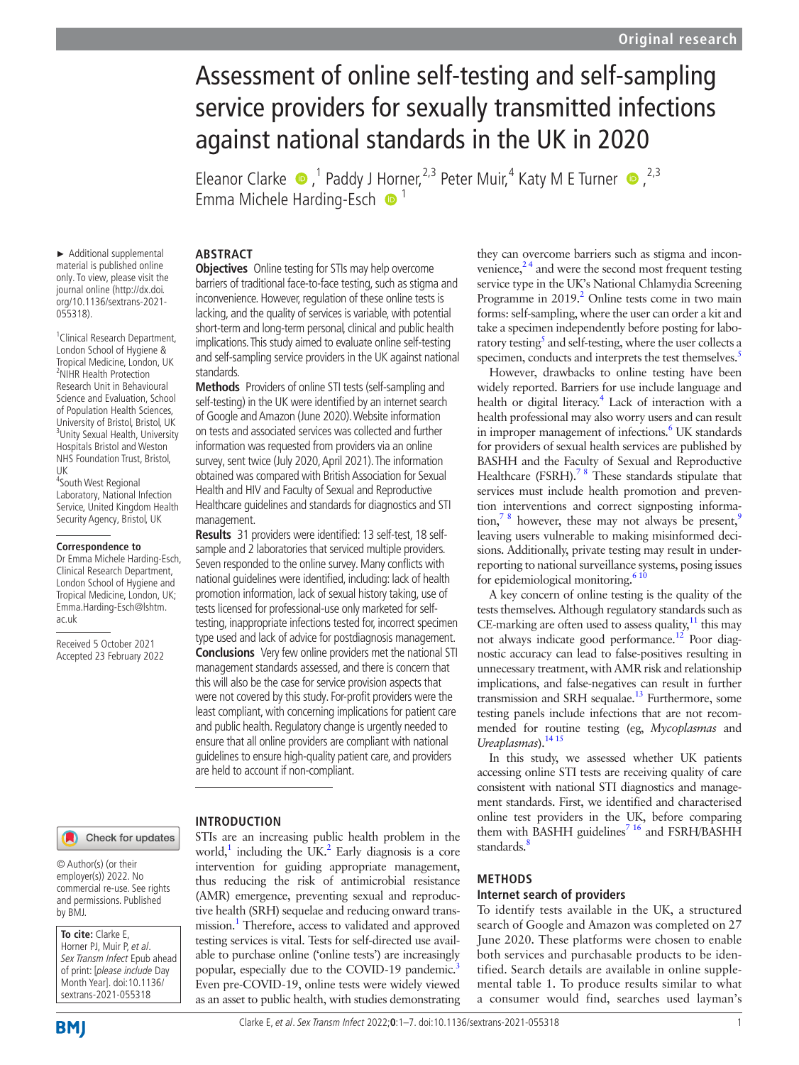# Assessment of online self-testing and self-sampling service providers for sexually transmitted infections against national standards in the UK in 2020

Eleanor Clarke [1], Paddy J Horner [2,3], Peter Muir [4], Katy M E Turner [2,3], Emma Michele Harding-Esch [1]

► Additional supplemental material is published online only. To view, please visit the journal online (http://dx.doi.org/10.1136/sextrans-2021-055318).

[1] Clinical Research Department, London School of Hygiene & Tropical Medicine, London, UK
[2] NIHR Health Protection Research Unit in Behavioural Science and Evaluation, School of Population Health Sciences, University of Bristol, Bristol, UK
[3] Unity Sexual Health, University Hospitals Bristol and Weston NHS Foundation Trust, Bristol, UK
[4] South West Regional Laboratory, National Infection Service, United Kingdom Health Security Agency, Bristol, UK

**Correspondence to**
Dr Emma Michele Harding-Esch, Clinical Research Department, London School of Hygiene and Tropical Medicine, London, UK; Emma.Harding-Esch@lshtm.ac.uk

Received 5 October 2021
Accepted 23 February 2022

© Author(s) (or their employer(s)) 2022. No commercial re-use. See rights and permissions. Published by BMJ.

**To cite:** Clarke E, Horner PJ, Muir P, *et al*. *Sex Transm Infect* Epub ahead of print: [*please include* Day Month Year]. doi:10.1136/sextrans-2021-055318

## ABSTRACT

**Objectives** Online testing for STIs may help overcome barriers of traditional face-to-face testing, such as stigma and inconvenience. However, regulation of these online tests is lacking, and the quality of services is variable, with potential short-term and long-term personal, clinical and public health implications. This study aimed to evaluate online self-testing and self-sampling service providers in the UK against national standards.

**Methods** Providers of online STI tests (self-sampling and self-testing) in the UK were identified by an internet search of Google and Amazon (June 2020). Website information on tests and associated services was collected and further information was requested from providers via an online survey, sent twice (July 2020, April 2021). The information obtained was compared with British Association for Sexual Health and HIV and Faculty of Sexual and Reproductive Healthcare guidelines and standards for diagnostics and STI management.

**Results** 31 providers were identified: 13 self-test, 18 self-sample and 2 laboratories that serviced multiple providers. Seven responded to the online survey. Many conflicts with national guidelines were identified, including: lack of health promotion information, lack of sexual history taking, use of tests licensed for professional-use only marketed for self-testing, inappropriate infections tested for, incorrect specimen type used and lack of advice for postdiagnosis management.

**Conclusions** Very few online providers met the national STI management standards assessed, and there is concern that this will also be the case for service provision aspects that were not covered by this study. For-profit providers were the least compliant, with concerning implications for patient care and public health. Regulatory change is urgently needed to ensure that all online providers are compliant with national guidelines to ensure high-quality patient care, and providers are held to account if non-compliant.

## INTRODUCTION

STIs are an increasing public health problem in the world,[1] including the UK.[2] Early diagnosis is a core intervention for guiding appropriate management, thus reducing the risk of antimicrobial resistance (AMR) emergence, preventing sexual and reproductive health (SRH) sequelae and reducing onward transmission.[1] Therefore, access to validated and approved testing services is vital. Tests for self-directed use available to purchase online ('online tests') are increasingly popular, especially due to the COVID-19 pandemic.[3] Even pre-COVID-19, online tests were widely viewed as an asset to public health, with studies demonstrating they can overcome barriers such as stigma and inconvenience,[2,4] and were the second most frequent testing service type in the UK's National Chlamydia Screening Programme in 2019.[2] Online tests come in two main forms: self-sampling, where the user can order a kit and take a specimen independently before posting for laboratory testing[5] and self-testing, where the user collects a specimen, conducts and interprets the test themselves.[5]

However, drawbacks to online testing have been widely reported. Barriers for use include language and health or digital literacy.[4] Lack of interaction with a health professional may also worry users and can result in improper management of infections.[6] UK standards for providers of sexual health services are published by BASHH and the Faculty of Sexual and Reproductive Healthcare (FSRH).[7,8] These standards stipulate that services must include health promotion and prevention interventions and correct signposting information,[7,8] however, these may not always be present,[9] leaving users vulnerable to making misinformed decisions. Additionally, private testing may result in underreporting to national surveillance systems, posing issues for epidemiological monitoring.[6,10]

A key concern of online testing is the quality of the tests themselves. Although regulatory standards such as CE-marking are often used to assess quality,[11] this may not always indicate good performance.[12] Poor diagnostic accuracy can lead to false-positives resulting in unnecessary treatment, with AMR risk and relationship implications, and false-negatives can result in further transmission and SRH sequalae.[13] Furthermore, some testing panels include infections that are not recommended for routine testing (eg, *Mycoplasmas* and *Ureaplasmas*).[14,15]

In this study, we assessed whether UK patients accessing online STI tests are receiving quality of care consistent with national STI diagnostics and management standards. First, we identified and characterised online test providers in the UK, before comparing them with BASHH guidelines[7,16] and FSRH/BASHH standards.[8]

## METHODS

### Internet search of providers

To identify tests available in the UK, a structured search of Google and Amazon was completed on 27 June 2020. These platforms were chosen to enable both services and purchasable products to be identified. Search details are available in online supplemental table 1. To produce results similar to what a consumer would find, searches used layman's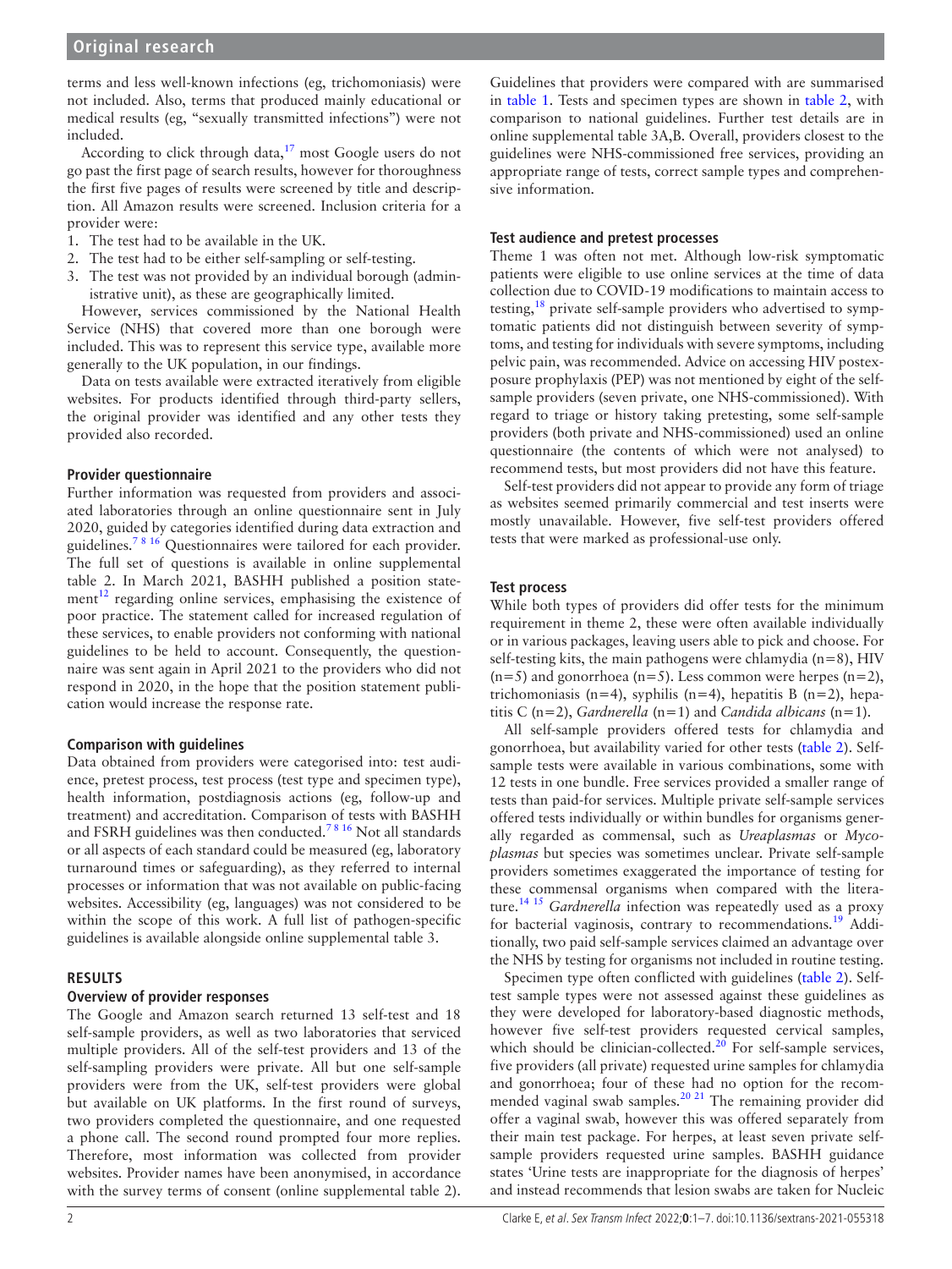terms and less well-known infections (eg, trichomoniasis) were not included. Also, terms that produced mainly educational or medical results (eg, "sexually transmitted infections") were not included.

According to click through data,[17] most Google users do not go past the first page of search results, however for thoroughness the first five pages of results were screened by title and description. All Amazon results were screened. Inclusion criteria for a provider were:

1. The test had to be available in the UK.
2. The test had to be either self-sampling or self-testing.
3. The test was not provided by an individual borough (administrative unit), as these are geographically limited.

However, services commissioned by the National Health Service (NHS) that covered more than one borough were included. This was to represent this service type, available more generally to the UK population, in our findings.

Data on tests available were extracted iteratively from eligible websites. For products identified through third-party sellers, the original provider was identified and any other tests they provided also recorded.

### Provider questionnaire

Further information was requested from providers and associated laboratories through an online questionnaire sent in July 2020, guided by categories identified during data extraction and guidelines.[7 8 16] Questionnaires were tailored for each provider. The full set of questions is available in online supplemental table 2. In March 2021, BASHH published a position statement[12] regarding online services, emphasising the existence of poor practice. The statement called for increased regulation of these services, to enable providers not conforming with national guidelines to be held to account. Consequently, the questionnaire was sent again in April 2021 to the providers who did not respond in 2020, in the hope that the position statement publication would increase the response rate.

### Comparison with guidelines

Data obtained from providers were categorised into: test audience, pretest process, test process (test type and specimen type), health information, postdiagnosis actions (eg, follow-up and treatment) and accreditation. Comparison of tests with BASHH and FSRH guidelines was then conducted.[7 8 16] Not all standards or all aspects of each standard could be measured (eg, laboratory turnaround times or safeguarding), as they referred to internal processes or information that was not available on public-facing websites. Accessibility (eg, languages) was not considered to be within the scope of this work. A full list of pathogen-specific guidelines is available alongside online supplemental table 3.

## RESULTS

### Overview of provider responses

The Google and Amazon search returned 13 self-test and 18 self-sample providers, as well as two laboratories that serviced multiple providers. All of the self-test providers and 13 of the self-sampling providers were private. All but one self-sample providers were from the UK, self-test providers were global but available on UK platforms. In the first round of surveys, two providers completed the questionnaire, and one requested a phone call. The second round prompted four more replies. Therefore, most information was collected from provider websites. Provider names have been anonymised, in accordance with the survey terms of consent (online supplemental table 2). Guidelines that providers were compared with are summarised in table 1. Tests and specimen types are shown in table 2, with comparison to national guidelines. Further test details are in online supplemental table 3A,B. Overall, providers closest to the guidelines were NHS-commissioned free services, providing an appropriate range of tests, correct sample types and comprehensive information.

### Test audience and pretest processes

Theme 1 was often not met. Although low-risk symptomatic patients were eligible to use online services at the time of data collection due to COVID-19 modifications to maintain access to testing,[18] private self-sample providers who advertised to symptomatic patients did not distinguish between severity of symptoms, and testing for individuals with severe symptoms, including pelvic pain, was recommended. Advice on accessing HIV postexposure prophylaxis (PEP) was not mentioned by eight of the self-sample providers (seven private, one NHS-commissioned). With regard to triage or history taking pretesting, some self-sample providers (both private and NHS-commissioned) used an online questionnaire (the contents of which were not analysed) to recommend tests, but most providers did not have this feature.

Self-test providers did not appear to provide any form of triage as websites seemed primarily commercial and test inserts were mostly unavailable. However, five self-test providers offered tests that were marked as professional-use only.

### Test process

While both types of providers did offer tests for the minimum requirement in theme 2, these were often available individually or in various packages, leaving users able to pick and choose. For self-testing kits, the main pathogens were chlamydia (n=8), HIV (n=5) and gonorrhoea (n=5). Less common were herpes (n=2), trichomoniasis (n=4), syphilis (n=4), hepatitis B (n=2), hepatitis C (n=2), *Gardnerella* (n=1) and *Candida albicans* (n=1).

All self-sample providers offered tests for chlamydia and gonorrhoea, but availability varied for other tests (table 2). Self-sample tests were available in various combinations, some with 12 tests in one bundle. Free services provided a smaller range of tests than paid-for services. Multiple private self-sample services offered tests individually or within bundles for organisms generally regarded as commensal, such as *Ureaplasmas* or *Mycoplasmas* but species was sometimes unclear. Private self-sample providers sometimes exaggerated the importance of testing for these commensal organisms when compared with the literature.[14 15] *Gardnerella* infection was repeatedly used as a proxy for bacterial vaginosis, contrary to recommendations.[19] Additionally, two paid self-sample services claimed an advantage over the NHS by testing for organisms not included in routine testing.

Specimen type often conflicted with guidelines (table 2). Self-test sample types were not assessed against these guidelines as they were developed for laboratory-based diagnostic methods, however five self-test providers requested cervical samples, which should be clinician-collected.[20] For self-sample services, five providers (all private) requested urine samples for chlamydia and gonorrhoea; four of these had no option for the recommended vaginal swab samples.[20 21] The remaining provider did offer a vaginal swab, however this was offered separately from their main test package. For herpes, at least seven private self-sample providers requested urine samples. BASHH guidance states 'Urine tests are inappropriate for the diagnosis of herpes' and instead recommends that lesion swabs are taken for Nucleic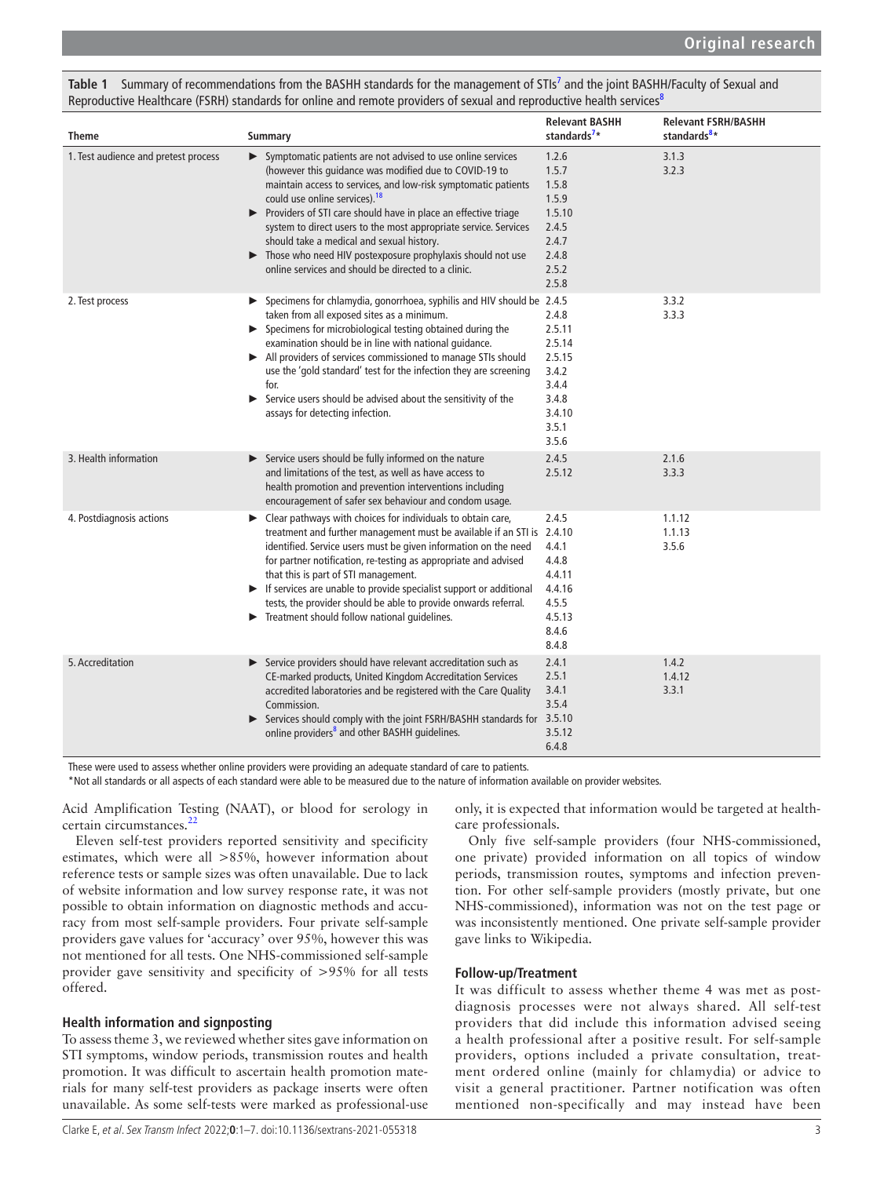**Table 1** Summary of recommendations from the BASHH standards for the management of STIs[7] and the joint BASHH/Faculty of Sexual and Reproductive Healthcare (FSRH) standards for online and remote providers of sexual and reproductive health services[8]

| Theme | Summary | Relevant BASHH standards[7]* | Relevant FSRH/BASHH standards[8]* |
|---|---|---|---|
| 1. Test audience and pretest process | ► Symptomatic patients are not advised to use online services (however this guidance was modified due to COVID-19 to maintain access to services, and low-risk symptomatic patients could use online services).[18] ► Providers of STI care should have in place an effective triage system to direct users to the most appropriate service. Services should take a medical and sexual history. ► Those who need HIV postexposure prophylaxis should not use online services and should be directed to a clinic. | 1.2.6 1.5.7 1.5.8 1.5.9 1.5.10 2.4.5 2.4.7 2.4.8 2.5.2 2.5.8 | 3.1.3 3.2.3 |
| 2. Test process | ► Specimens for chlamydia, gonorrhoea, syphilis and HIV should be taken from all exposed sites as a minimum. ► Specimens for microbiological testing obtained during the examination should be in line with national guidance. ► All providers of services commissioned to manage STIs should use the 'gold standard' test for the infection they are screening for. ► Service users should be advised about the sensitivity of the assays for detecting infection. | 2.4.5 2.4.8 2.5.11 2.5.14 2.5.15 3.4.2 3.4.4 3.4.8 3.4.10 3.5.1 3.5.6 | 3.3.2 3.3.3 |
| 3. Health information | ► Service users should be fully informed on the nature and limitations of the test, as well as have access to health promotion and prevention interventions including encouragement of safer sex behaviour and condom usage. | 2.4.5 2.5.12 | 2.1.6 3.3.3 |
| 4. Postdiagnosis actions | ► Clear pathways with choices for individuals to obtain care, treatment and further management must be available if an STI is identified. Service users must be given information on the need for partner notification, re-testing as appropriate and advised that this is part of STI management. ► If services are unable to provide specialist support or additional tests, the provider should be able to provide onwards referral. ► Treatment should follow national guidelines. | 2.4.5 2.4.10 4.4.1 4.4.8 4.4.11 4.4.16 4.5.5 4.5.13 8.4.6 8.4.8 | 1.1.12 1.1.13 3.5.6 |
| 5. Accreditation | ► Service providers should have relevant accreditation such as CE-marked products, United Kingdom Accreditation Services accredited laboratories and be registered with the Care Quality Commission. ► Services should comply with the joint FSRH/BASHH standards for online providers[8] and other BASHH guidelines. | 2.4.1 2.5.1 3.4.1 3.5.4 3.5.10 3.5.12 6.4.8 | 1.4.2 1.4.12 3.3.1 |

These were used to assess whether online providers were providing an adequate standard of care to patients.
*Not all standards or all aspects of each standard were able to be measured due to the nature of information available on provider websites.

Acid Amplification Testing (NAAT), or blood for serology in certain circumstances.[22]

Eleven self-test providers reported sensitivity and specificity estimates, which were all >85%, however information about reference tests or sample sizes was often unavailable. Due to lack of website information and low survey response rate, it was not possible to obtain information on diagnostic methods and accuracy from most self-sample providers. Four private self-sample providers gave values for 'accuracy' over 95%, however this was not mentioned for all tests. One NHS-commissioned self-sample provider gave sensitivity and specificity of >95% for all tests offered.

### Health information and signposting

To assess theme 3, we reviewed whether sites gave information on STI symptoms, window periods, transmission routes and health promotion. It was difficult to ascertain health promotion materials for many self-test providers as package inserts were often unavailable. As some self-tests were marked as professional-use only, it is expected that information would be targeted at healthcare professionals.

Only five self-sample providers (four NHS-commissioned, one private) provided information on all topics of window periods, transmission routes, symptoms and infection prevention. For other self-sample providers (mostly private, but one NHS-commissioned), information was not on the test page or was inconsistently mentioned. One private self-sample provider gave links to Wikipedia.

### Follow-up/Treatment

It was difficult to assess whether theme 4 was met as postdiagnosis processes were not always shared. All self-test providers that did include this information advised seeing a health professional after a positive result. For self-sample providers, options included a private consultation, treatment ordered online (mainly for chlamydia) or advice to visit a general practitioner. Partner notification was often mentioned non-specifically and may instead have been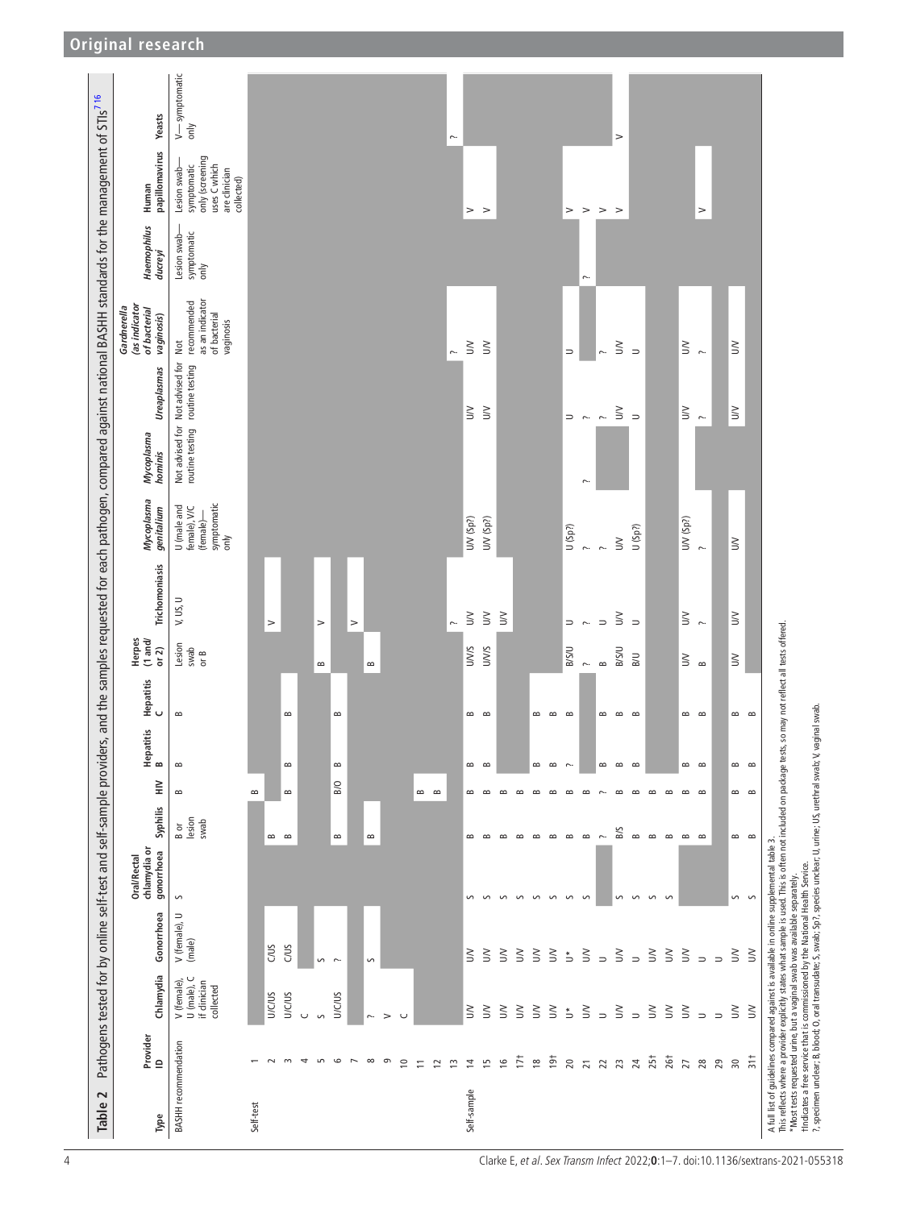**Table 2** Pathogens tested for by online self-test and self-sample providers, and the samples requested for each pathogen, compared against national BASHH standards for the management of STIs[7,16]

| Type | Provider ID | Chlamydia | Gonorrhoea | Oral/Rectal chlamydia or gonorrhoea | Syphilis | HIV | Hepatitis B | Hepatitis C | Herpes (1 and/or 2) | Trichomoniasis | *Mycoplasma genitalium* | *Mycoplasma hominis* | *Ureaplasmas* | *Gardnerella* (as indicator of bacterial vaginosis) | *Haemophilus ducreyi* | Human papillomavirus | Yeasts |
|---|---|---|---|---|---|---|---|---|---|---|---|---|---|---|---|---|---|
| BASHH recommendation | | V (female), U (male), C if clinician collected | V (female), U (male) | S | B or lesion swab | B | B | B | Lesion swab or B | V, US, U | U (male and female), V/C (female)—symptomatic only | Not advised for routine testing | Not advised for routine testing | Not recommended as an indicator of bacterial vaginosis | Lesion swab—symptomatic only | Lesion swab—symptomatic only (screening uses C which are clinician collected) | V—symptomatic only |
| Self-test | 1 | | | | | B | | | | | | | | | | | |
| | 2 | U/C/US | C/US | | B | | | | | | | | | | | | |
| | 3 | U/C/US | C/US | | B | B | B | B | | V | | | | | | | |
| | 4 | C | | | | | | | | | | | | | | | |
| | 5 | S | S | | | | | | B | V | | | | | | | |
| | 6 | U/C/US | ? | | B | B/O | B | B | | | | | | | | | |
| | 7 | | | | | | | | | V | | | | | | | |
| | 8 | ? | S | | B | | | | B | | | | | | | | |
| | 9 | V | | | | | | | | | | | | | | | |
| | 10 | C | | | | | | | | | | | | | | | |
| | 11 | | | | | B | | | | | | | | | | | |
| | 12 | | | | | B | | | | | | | | | | | |
| | 13 | | | | | | | | | ? | | | | ? | | | ? |
| Self-sample | 14 | U/V | U/V | S | B | B | B | B | U/V/S | U/V | U/V (Sp?) | | U/V | U/V | | V | |
| | 15 | U/V | U/V | S | B | B | B | B | U/V/S | U/V | U/V (Sp?) | | U/V | U/V | | V | |
| | 16 | U/V | U/V | S | B | B | | | | U/V | | | | | | | |
| | 17† | U/V | U/V | S | B | B | | | | | | | | | | | |
| | 18 | U/V | U/V | S | B | B | B | B | | | | | | | | | |
| | 19† | U/V | U/V | S | B | B | B | B | | | | | | | | | |
| | 20 | U* | U* | S | B | B | ? | B | B/S/U | U | U (Sp?) | | U | U | | V | |
| | 21 | U/V | U/V | S | B | B | | | ? | ? | ? | ? | ? | | ? | V | |
| | 22 | U | U | | ? | ? | B | B | B | U | ? | | ? | ? | | V | |
| | 23 | U/V | U/V | S | B/S | B | B | B | B/S/U | U/V | U/V | | U/V | U/V | | V | V |
| | 24 | U | U | S | B | B | B | B | B/U | U | U (Sp?) | | U | U | | | |
| | 25† | U/V | U/V | S | B | B | | | | | | | | | | | |
| | 26† | U/V | U/V | S | B | B | | | | | | | | | | | |
| | 27 | U/V | U/V | | B | B | B | B | U/V | U/V | U/V (Sp?) | | U/V | U/V | | | |
| | 28 | U | U | | B | B | B | B | B | ? | ? | | ? | ? | | V | |
| | 29 | U | U | | | | | | | | | | | | | | |
| | 30 | U/V | U/V | S | B | B | B | B | U/V | U/V | U/V | | U/V | U/V | | | |
| | 31† | U/V | U/V | S | B | B | B | B | | | | | | | | | |

A full list of guidelines compared against is available in online supplemental table 3.
This reflects where a provider explicitly states what sample is used. This is often not included on package tests, so may not reflect all tests offered.
*Most tests requested urine, but a vaginal swab was available separately.
†Indicates a free service that is commissioned by the National Health Service.
?, specimen unclear; B, blood; O, oral transudate; S, swab; Sp?, species unclear; U, urine; US, urethral swab; V, vaginal swab.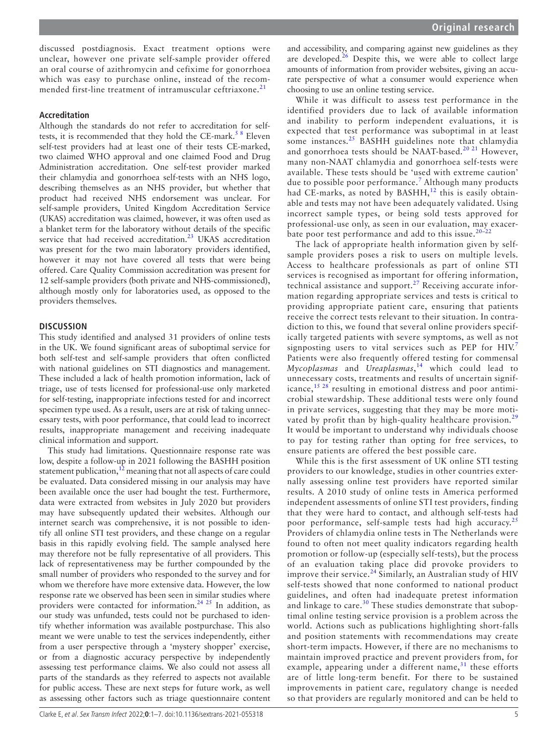discussed postdiagnosis. Exact treatment options were unclear, however one private self-sample provider offered an oral course of azithromycin and cefixime for gonorrhoea which was easy to purchase online, instead of the recommended first-line treatment of intramuscular ceftriaxone.[21]

### Accreditation

Although the standards do not refer to accreditation for self-tests, it is recommended that they hold the CE-mark.[5 8] Eleven self-test providers had at least one of their tests CE-marked, two claimed WHO approval and one claimed Food and Drug Administration accreditation. One self-test provider marked their chlamydia and gonorrhoea self-tests with an NHS logo, describing themselves as an NHS provider, but whether that product had received NHS endorsement was unclear. For self-sample providers, United Kingdom Accreditation Service (UKAS) accreditation was claimed, however, it was often used as a blanket term for the laboratory without details of the specific service that had received accreditation.[23] UKAS accreditation was present for the two main laboratory providers identified, however it may not have covered all tests that were being offered. Care Quality Commission accreditation was present for 12 self-sample providers (both private and NHS-commissioned), although mostly only for laboratories used, as opposed to the providers themselves.

## DISCUSSION

This study identified and analysed 31 providers of online tests in the UK. We found significant areas of suboptimal service for both self-test and self-sample providers that often conflicted with national guidelines on STI diagnostics and management. These included a lack of health promotion information, lack of triage, use of tests licensed for professional-use only marketed for self-testing, inappropriate infections tested for and incorrect specimen type used. As a result, users are at risk of taking unnecessary tests, with poor performance, that could lead to incorrect results, inappropriate management and receiving inadequate clinical information and support.

This study had limitations. Questionnaire response rate was low, despite a follow-up in 2021 following the BASHH position statement publication,[12] meaning that not all aspects of care could be evaluated. Data considered missing in our analysis may have been available once the user had bought the test. Furthermore, data were extracted from websites in July 2020 but providers may have subsequently updated their websites. Although our internet search was comprehensive, it is not possible to identify all online STI test providers, and these change on a regular basis in this rapidly evolving field. The sample analysed here may therefore not be fully representative of all providers. This lack of representativeness may be further compounded by the small number of providers who responded to the survey and for whom we therefore have more extensive data. However, the low response rate we observed has been seen in similar studies where providers were contacted for information.[24 25] In addition, as our study was unfunded, tests could not be purchased to identify whether information was available postpurchase. This also meant we were unable to test the services independently, either from a user perspective through a 'mystery shopper' exercise, or from a diagnostic accuracy perspective by independently assessing test performance claims. We also could not assess all parts of the standards as they referred to aspects not available for public access. These are next steps for future work, as well as assessing other factors such as triage questionnaire content and accessibility, and comparing against new guidelines as they are developed.[26] Despite this, we were able to collect large amounts of information from provider websites, giving an accurate perspective of what a consumer would experience when choosing to use an online testing service.

While it was difficult to assess test performance in the identified providers due to lack of available information and inability to perform independent evaluations, it is expected that test performance was suboptimal in at least some instances.[25] BASHH guidelines note that chlamydia and gonorrhoea tests should be NAAT-based.[20 21] However, many non-NAAT chlamydia and gonorrhoea self-tests were available. These tests should be 'used with extreme caution' due to possible poor performance.[7] Although many products had CE-marks, as noted by BASHH,[12] this is easily obtainable and tests may not have been adequately validated. Using incorrect sample types, or being sold tests approved for professional-use only, as seen in our evaluation, may exacerbate poor test performance and add to this issue.[20–22]

The lack of appropriate health information given by self-sample providers poses a risk to users on multiple levels. Access to healthcare professionals as part of online STI services is recognised as important for offering information, technical assistance and support.[27] Receiving accurate information regarding appropriate services and tests is critical to providing appropriate patient care, ensuring that patients receive the correct tests relevant to their situation. In contradiction to this, we found that several online providers specifically targeted patients with severe symptoms, as well as not signposting users to vital services such as PEP for HIV.[7] Patients were also frequently offered testing for commensal *Mycoplasmas* and *Ureaplasmas*,[14] which could lead to unnecessary costs, treatments and results of uncertain significance,[15 28] resulting in emotional distress and poor antimicrobial stewardship. These additional tests were only found in private services, suggesting that they may be more motivated by profit than by high-quality healthcare provision.[29] It would be important to understand why individuals choose to pay for testing rather than opting for free services, to ensure patients are offered the best possible care.

While this is the first assessment of UK online STI testing providers to our knowledge, studies in other countries externally assessing online test providers have reported similar results. A 2010 study of online tests in America performed independent assessments of online STI test providers, finding that they were hard to contact, and although self-tests had poor performance, self-sample tests had high accuracy.[25] Providers of chlamydia online tests in The Netherlands were found to often not meet quality indicators regarding health promotion or follow-up (especially self-tests), but the process of an evaluation taking place did provoke providers to improve their service.[24] Similarly, an Australian study of HIV self-tests showed that none conformed to national product guidelines, and often had inadequate pretest information and linkage to care.[30] These studies demonstrate that suboptimal online testing service provision is a problem across the world. Actions such as publications highlighting short-falls and position statements with recommendations may create short-term impacts. However, if there are no mechanisms to maintain improved practice and prevent providers from, for example, appearing under a different name,[31] these efforts are of little long-term benefit. For there to be sustained improvements in patient care, regulatory change is needed so that providers are regularly monitored and can be held to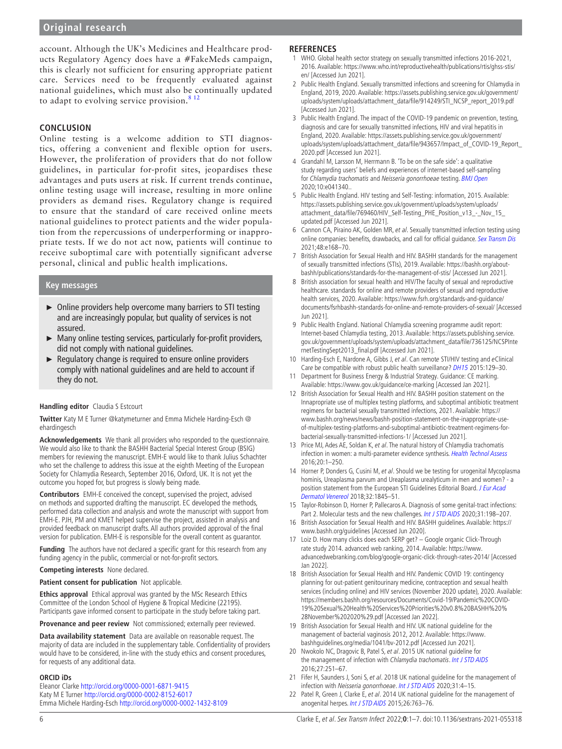account. Although the UK's Medicines and Healthcare products Regulatory Agency does have a #FakeMeds campaign, this is clearly not sufficient for ensuring appropriate patient care. Services need to be frequently evaluated against national guidelines, which must also be continually updated to adapt to evolving service provision.[8,12]

## CONCLUSION

Online testing is a welcome addition to STI diagnostics, offering a convenient and flexible option for users. However, the proliferation of providers that do not follow guidelines, in particular for-profit sites, jeopardises these advantages and puts users at risk. If current trends continue, online testing usage will increase, resulting in more online providers as demand rises. Regulatory change is required to ensure that the standard of care received online meets national guidelines to protect patients and the wider population from the repercussions of underperforming or inappropriate tests. If we do not act now, patients will continue to receive suboptimal care with potentially significant adverse personal, clinical and public health implications.

### Key messages

- Online providers help overcome many barriers to STI testing and are increasingly popular, but quality of services is not assured.
- Many online testing services, particularly for-profit providers, did not comply with national guidelines.
- Regulatory change is required to ensure online providers comply with national guidelines and are held to account if they do not.

**Handling editor** Claudia S Estcourt

**Twitter** Katy M E Turner @katymeturner and Emma Michele Harding-Esch @ehardingesch

**Acknowledgements** We thank all providers who responded to the questionnaire. We would also like to thank the BASHH Bacterial Special Interest Group (BSIG) members for reviewing the manuscript. EMH-E would like to thank Julius Schachter who set the challenge to address this issue at the eighth Meeting of the European Society for Chlamydia Research, September 2016, Oxford, UK. It is not yet the outcome you hoped for, but progress is slowly being made.

**Contributors** EMH-E conceived the concept, supervised the project, advised on methods and supported drafting the manuscript. EC developed the methods, performed data collection and analysis and wrote the manuscript with support from EMH-E. PJH, PM and KMET helped supervise the project, assisted in analysis and provided feedback on manuscript drafts. All authors provided approval of the final version for publication. EMH-E is responsible for the overall content as guarantor.

**Funding** The authors have not declared a specific grant for this research from any funding agency in the public, commercial or not-for-profit sectors.

**Competing interests** None declared.

**Patient consent for publication** Not applicable.

**Ethics approval** Ethical approval was granted by the MSc Research Ethics Committee of the London School of Hygiene & Tropical Medicine (22195). Participants gave informed consent to participate in the study before taking part.

**Provenance and peer review** Not commissioned; externally peer reviewed.

**Data availability statement** Data are available on reasonable request. The majority of data are included in the supplementary table. Confidentiality of providers would have to be considered, in-line with the study ethics and consent procedures, for requests of any additional data.

**ORCID iDs**

Eleanor Clarke http://orcid.org/0000-0001-6871-9415
Katy M E Turner http://orcid.org/0000-0002-8152-6017
Emma Michele Harding-Esch http://orcid.org/0000-0002-1432-8109

## REFERENCES

1. WHO. Global health sector strategy on sexually transmitted infections 2016-2021, 2016. Available: https://www.who.int/reproductivehealth/publications/rtis/ghss-stis/en/ [Accessed Jun 2021].
2. Public Health England. Sexually transmitted infections and screening for Chlamydia in England, 2019, 2020. Available: https://assets.publishing.service.gov.uk/government/uploads/system/uploads/attachment_data/file/914249/STI_NCSP_report_2019.pdf [Accessed Jun 2021].
3. Public Health England. The impact of the COVID-19 pandemic on prevention, testing, diagnosis and care for sexually transmitted infections, HIV and viral hepatitis in England, 2020. Available: https://assets.publishing.service.gov.uk/government/uploads/system/uploads/attachment_data/file/943657/Impact_of_COVID-19_Report_2020.pdf [Accessed Jun 2021].
4. Grandahl M, Larsson M, Herrmann B. 'To be on the safe side': a qualitative study regarding users' beliefs and experiences of internet-based self-sampling for *Chlamydia trachomatis* and *Neisseria gonorrhoeae* testing. *BMJ Open* 2020;10:e041340..
5. Public Health England. HIV testing and Self-Testing: information, 2015. Available: https://assets.publishing.service.gov.uk/government/uploads/system/uploads/attachment_data/file/769460/HIV_Self-Testing_PHE_Position_v13_-_Nov_15_updated.pdf [Accessed Jun 2021].
6. Cannon CA, Piraino AK, Golden MR, *et al*. Sexually transmitted infection testing using online companies: benefits, drawbacks, and call for official guidance. *Sex Transm Dis* 2021;48:e168–70.
7. British Association for Sexual Health and HIV. BASHH standards for the management of sexually transmitted infections (STIs), 2019. Available: https://bashh.org/about-bashh/publications/standards-for-the-management-of-stis/ [Accessed Jun 2021].
8. British association for sexual health and HIV/The faculty of sexual and reproductive healthcare. standards for online and remote providers of sexual and reproductive health services, 2020. Available: https://www.fsrh.org/standards-and-guidance/documents/fsrhbashh-standards-for-online-and-remote-providers-of-sexual/ [Accessed Jun 2021].
9. Public Health England. National Chlamydia screening programme audit report: Internet-based Chlamydia testing, 2013. Available: https://assets.publishing.service.gov.uk/government/uploads/system/uploads/attachment_data/file/736125/NCSPInternetTestingSept2013_final.pdf [Accessed Jun 2021].
10. Harding-Esch E, Nardone A, Gibbs J, *et al*. Can remote STI/HIV testing and eClinical Care be compatible with robust public health surveillance? *DH15* 2015:129–30.
11. Department for Business Energy & Industrial Strategy. Guidance: CE marking. Available: https://www.gov.uk/guidance/ce-marking [Accessed Jan 2021].
12. British Association for Sexual Health and HIV. BASHH position statement on the Innapropriate use of multiplex testing platforms, and suboptimal antibiotic treatment regimens for bacterial sexually transmitted infections, 2021. Available: https://www.bashh.org/news/news/bashh-position-statement-on-the-inappropriate-use-of-multiplex-testing-platforms-and-suboptimal-antibiotic-treatment-regimens-for-bacterial-sexually-transmitted-infections-1/ [Accessed Jun 2021].
13. Price MJ, Ades AE, Soldan K, *et al*. The natural history of Chlamydia trachomatis infection in women: a multi-parameter evidence synthesis. *Health Technol Assess* 2016;20:1–250.
14. Horner P, Donders G, Cusini M, *et al*. Should we be testing for urogenital Mycoplasma hominis, Ureaplasma parvum and Ureaplasma urealyticum in men and women? - a position statement from the European STI Guidelines Editorial Board. *J Eur Acad Dermatol Venereol* 2018;32:1845–51.
15. Taylor-Robinson D, Horner P, Pallecaros A. Diagnosis of some genital-tract infections: Part 2. Molecular tests and the new challenges. *Int J STD AIDS* 2020;31:198–207.
16. British Association for Sexual Health and HIV. BASHH guidelines. Available: https://www.bashh.org/guidelines [Accessed Jun 2020].
17. Loiz D. How many clicks does each SERP get? – Google organic Click-Through rate study 2014. advanced web ranking, 2014. Available: https://www.advancedwebranking.com/blog/google-organic-click-through-rates-2014/ [Accessed Jan 2022].
18. British Association for Sexual Health and HIV. Pandemic COVID 19: contingency planning for out-patient genitourinary medicine, contraception and sexual health services (including online) and HIV services (November 2020 update), 2020. Available: https://members.bashh.org/resources/Documents/Covid-19/Pandemic%20COVID-19%20Sexual%20Health%20Services%20Priorities%20v0.8%20BASHH%20%28November%202020%29.pdf [Accessed Jan 2022].
19. British Association for Sexual Health and HIV. UK national guideline for the management of bacterial vaginosis 2012, 2012. Available: https://www.bashhguidelines.org/media/1041/bv-2012.pdf [Accessed Jun 2021].
20. Nwokolo NC, Dragovic B, Patel S, *et al*. 2015 UK national guideline for the management of infection with *Chlamydia trachomatis*. *Int J STD AIDS* 2016;27:251–67.
21. Fifer H, Saunders J, Soni S, *et al*. 2018 UK national guideline for the management of infection with *Neisseria gonorrhoeae*. *Int J STD AIDS* 2020;31:4–15.
22. Patel R, Green J, Clarke E, *et al*. 2014 UK national guideline for the management of anogenital herpes. *Int J STD AIDS* 2015;26:763–76.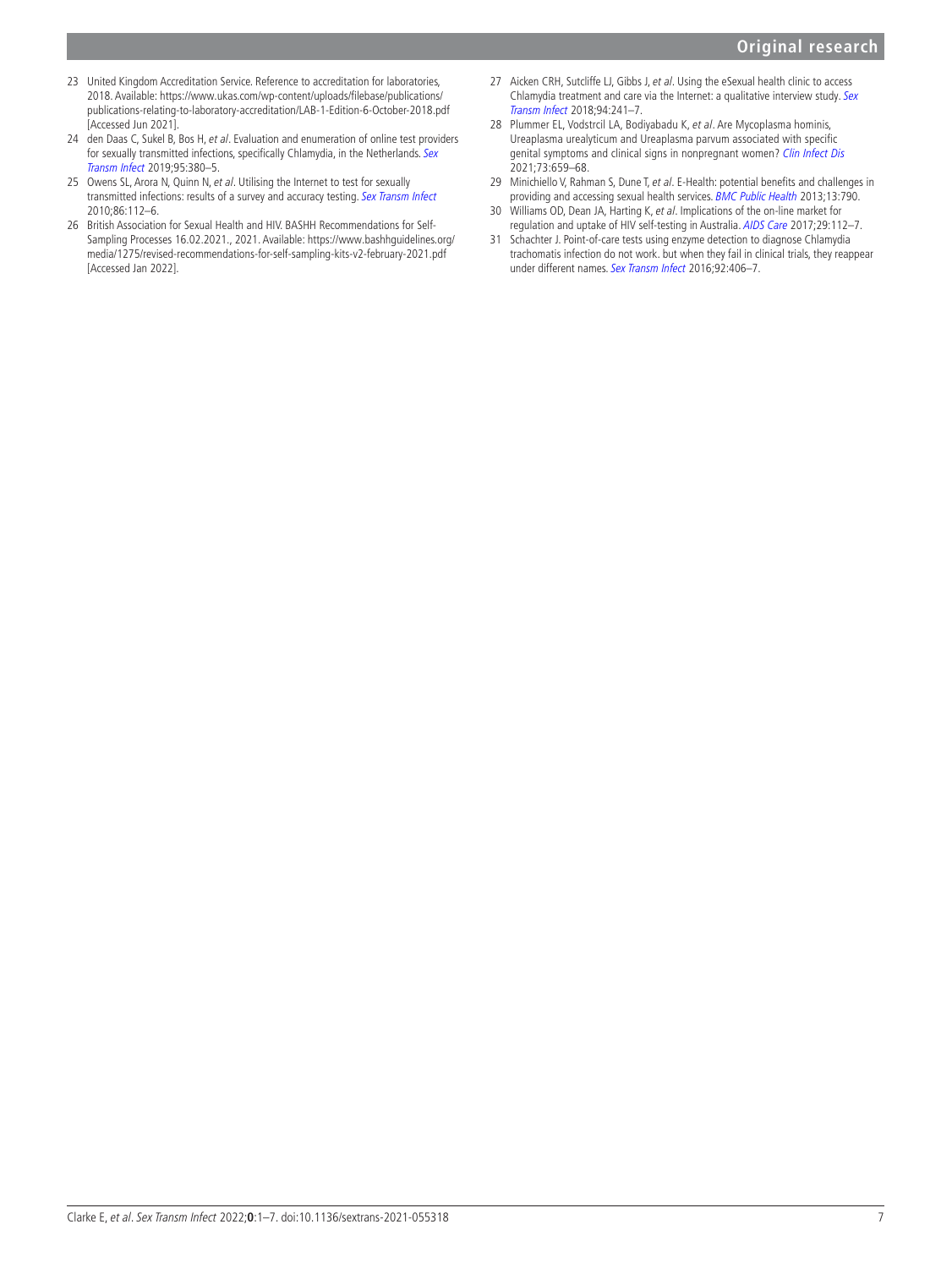23 United Kingdom Accreditation Service. Reference to accreditation for laboratories, 2018. Available: https://www.ukas.com/wp-content/uploads/filebase/publications/publications-relating-to-laboratory-accreditation/LAB-1-Edition-6-October-2018.pdf [Accessed Jun 2021].

24 den Daas C, Sukel B, Bos H, *et al*. Evaluation and enumeration of online test providers for sexually transmitted infections, specifically Chlamydia, in the Netherlands. *Sex Transm Infect* 2019;95:380–5.

25 Owens SL, Arora N, Quinn N, *et al*. Utilising the Internet to test for sexually transmitted infections: results of a survey and accuracy testing. *Sex Transm Infect* 2010;86:112–6.

26 British Association for Sexual Health and HIV. BASHH Recommendations for Self-Sampling Processes 16.02.2021., 2021. Available: https://www.bashhguidelines.org/media/1275/revised-recommendations-for-self-sampling-kits-v2-february-2021.pdf [Accessed Jan 2022].

27 Aicken CRH, Sutcliffe LJ, Gibbs J, *et al*. Using the eSexual health clinic to access Chlamydia treatment and care via the Internet: a qualitative interview study. *Sex Transm Infect* 2018;94:241–7.

28 Plummer EL, Vodstrcil LA, Bodiyabadu K, *et al*. Are Mycoplasma hominis, Ureaplasma urealyticum and Ureaplasma parvum associated with specific genital symptoms and clinical signs in nonpregnant women? *Clin Infect Dis* 2021;73:659–68.

29 Minichiello V, Rahman S, Dune T, *et al*. E-Health: potential benefits and challenges in providing and accessing sexual health services. *BMC Public Health* 2013;13:790.

30 Williams OD, Dean JA, Harting K, *et al*. Implications of the on-line market for regulation and uptake of HIV self-testing in Australia. *AIDS Care* 2017;29:112–7.

31 Schachter J. Point-of-care tests using enzyme detection to diagnose Chlamydia trachomatis infection do not work. but when they fail in clinical trials, they reappear under different names. *Sex Transm Infect* 2016;92:406–7.